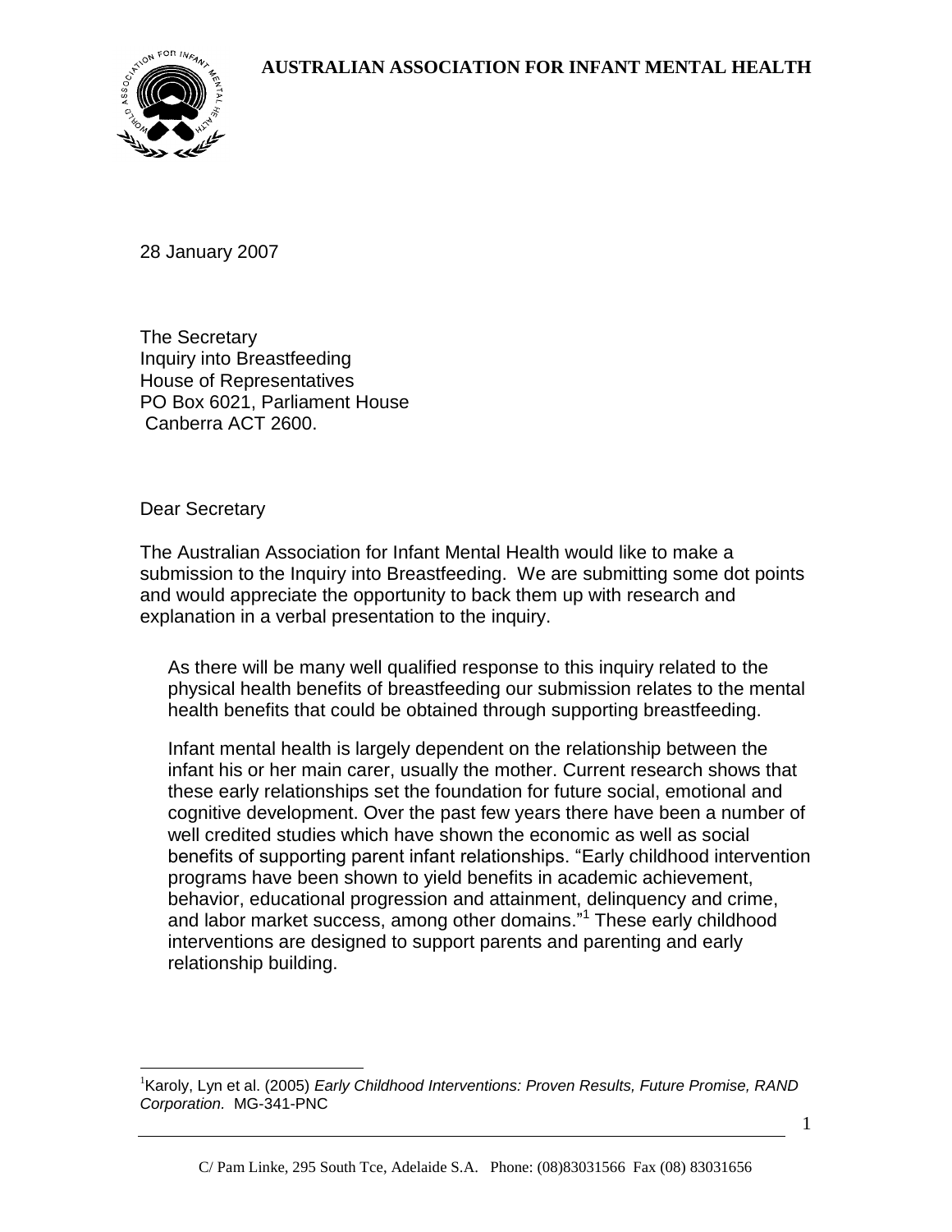# AUSTRALIAN ASSOCIATION FOR INFANT MENTAL HEALTH

28 January 2007

The Secretary  
Inquiry into Breastfeeding  
House of Representatives  
PO Box 6021, Parliament House  
Canberra ACT 2600.

Dear Secretary

The Australian Association for Infant Mental Health would like to make a submission to the Inquiry into Breastfeeding. We are submitting some dot points and would appreciate the opportunity to back them up with research and explanation in a verbal presentation to the inquiry.

As there will be many well qualified response to this inquiry related to the physical health benefits of breastfeeding our submission relates to the mental health benefits that could be obtained through supporting breastfeeding.

Infant mental health is largely dependent on the relationship between the infant his or her main carer, usually the mother. Current research shows that these early relationships set the foundation for future social, emotional and cognitive development. Over the past few years there have been a number of well credited studies which have shown the economic as well as social benefits of supporting parent infant relationships. "Early childhood intervention programs have been shown to yield benefits in academic achievement, behavior, educational progression and attainment, delinquency and crime, and labor market success, among other domains."[1] These early childhood interventions are designed to support parents and parenting and early relationship building.

[1] Karoly, Lyn et al. (2005) *Early Childhood Interventions: Proven Results, Future Promise, RAND Corporation.* MG-341-PNC

C/ Pam Linke, 295 South Tce, Adelaide S.A. Phone: (08)83031566 Fax (08) 83031656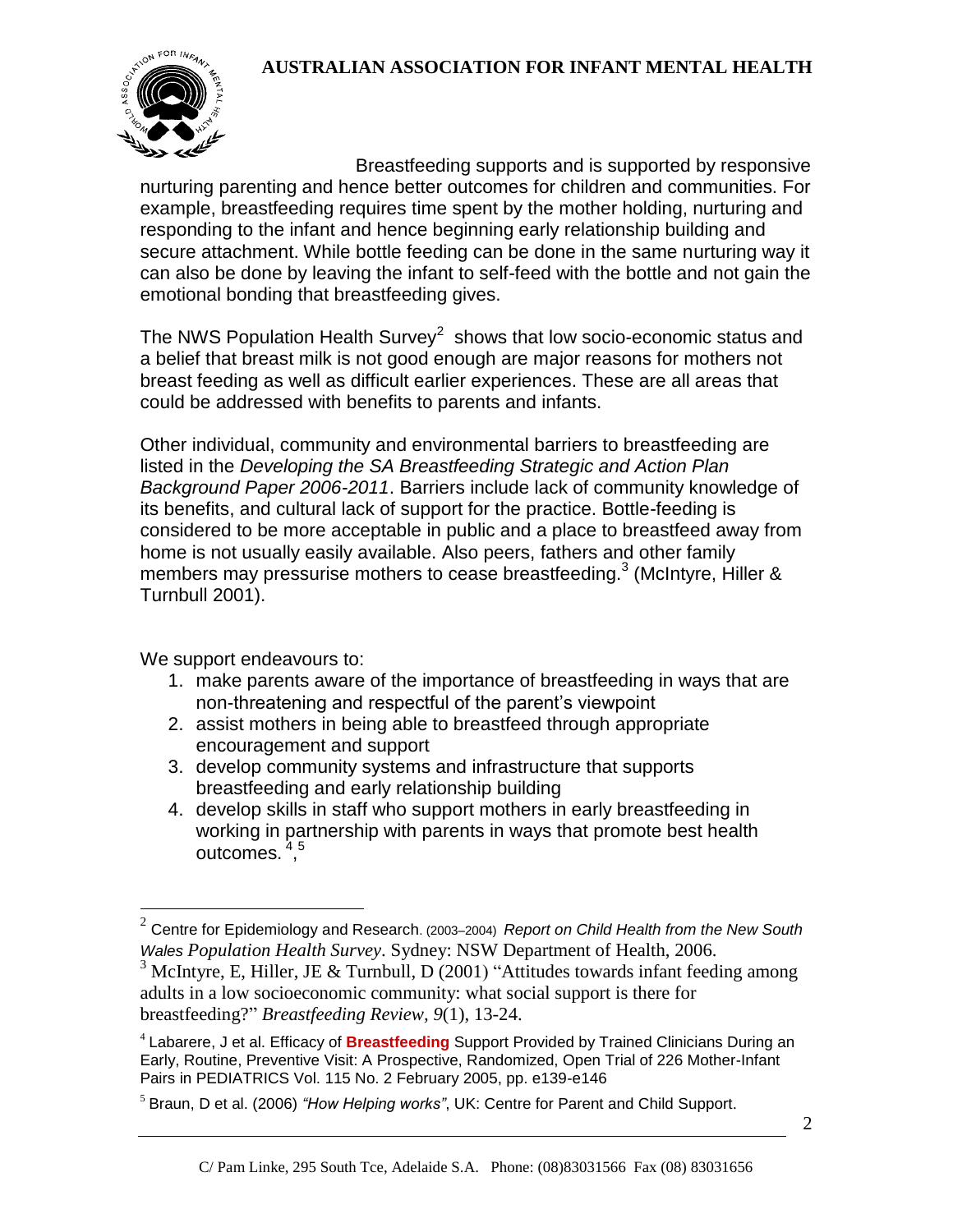Breastfeeding supports and is supported by responsive nurturing parenting and hence better outcomes for children and communities. For example, breastfeeding requires time spent by the mother holding, nurturing and responding to the infant and hence beginning early relationship building and secure attachment. While bottle feeding can be done in the same nurturing way it can also be done by leaving the infant to self-feed with the bottle and not gain the emotional bonding that breastfeeding gives.

The NWS Population Health Survey[2] shows that low socio-economic status and a belief that breast milk is not good enough are major reasons for mothers not breast feeding as well as difficult earlier experiences. These are all areas that could be addressed with benefits to parents and infants.

Other individual, community and environmental barriers to breastfeeding are listed in the *Developing the SA Breastfeeding Strategic and Action Plan Background Paper 2006-2011*. Barriers include lack of community knowledge of its benefits, and cultural lack of support for the practice. Bottle-feeding is considered to be more acceptable in public and a place to breastfeed away from home is not usually easily available. Also peers, fathers and other family members may pressurise mothers to cease breastfeeding.[3] (McIntyre, Hiller & Turnbull 2001).

We support endeavours to:

1. make parents aware of the importance of breastfeeding in ways that are non-threatening and respectful of the parent's viewpoint
2. assist mothers in being able to breastfeed through appropriate encouragement and support
3. develop community systems and infrastructure that supports breastfeeding and early relationship building
4. develop skills in staff who support mothers in early breastfeeding in working in partnership with parents in ways that promote best health outcomes. [4],[5]

---

[2] Centre for Epidemiology and Research. (2003–2004) *Report on Child Health from the New South Wales Population Health Survey*. Sydney: NSW Department of Health, 2006.

[3] McIntyre, E, Hiller, JE & Turnbull, D (2001) "Attitudes towards infant feeding among adults in a low socioeconomic community: what social support is there for breastfeeding?" *Breastfeeding Review, 9*(1), 13-24.

[4] Labarere, J et al. Efficacy of **Breastfeeding** Support Provided by Trained Clinicians During an Early, Routine, Preventive Visit: A Prospective, Randomized, Open Trial of 226 Mother-Infant Pairs in PEDIATRICS Vol. 115 No. 2 February 2005, pp. e139-e146

[5] Braun, D et al. (2006) *"How Helping works"*, UK: Centre for Parent and Child Support.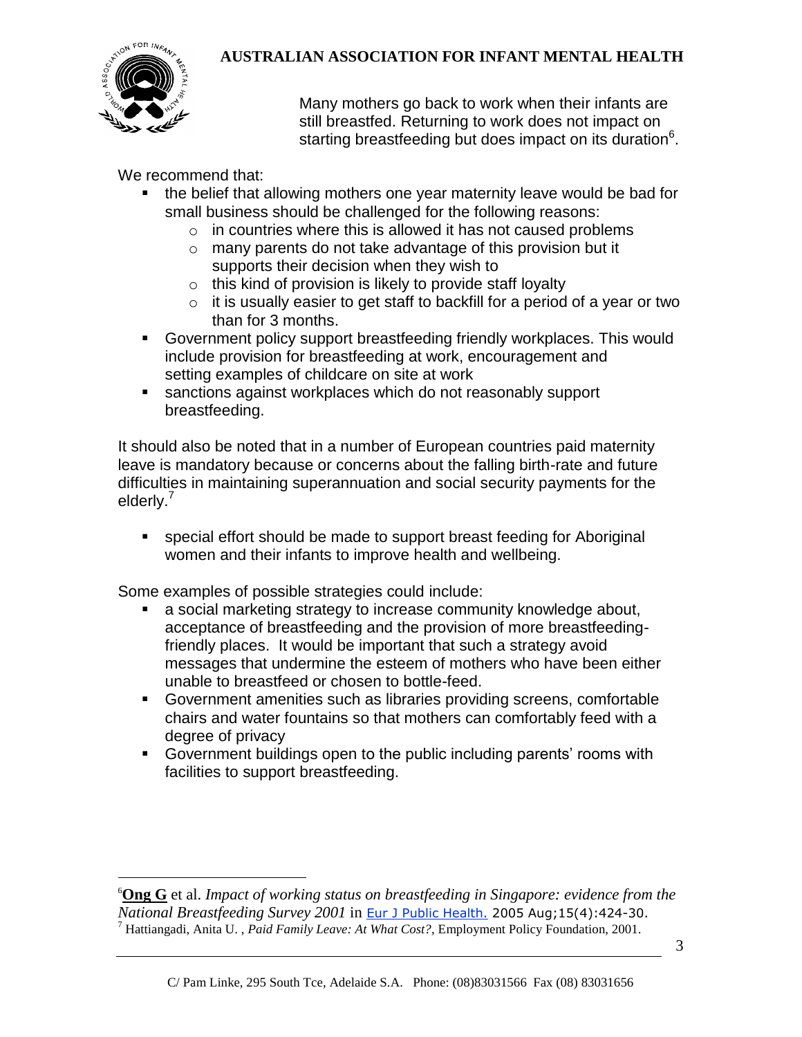Many mothers go back to work when their infants are still breastfed. Returning to work does not impact on starting breastfeeding but does impact on its duration[6].

We recommend that:

- the belief that allowing mothers one year maternity leave would be bad for small business should be challenged for the following reasons:
  - in countries where this is allowed it has not caused problems
  - many parents do not take advantage of this provision but it supports their decision when they wish to
  - this kind of provision is likely to provide staff loyalty
  - it is usually easier to get staff to backfill for a period of a year or two than for 3 months.
- Government policy support breastfeeding friendly workplaces. This would include provision for breastfeeding at work, encouragement and setting examples of childcare on site at work
- sanctions against workplaces which do not reasonably support breastfeeding.

It should also be noted that in a number of European countries paid maternity leave is mandatory because or concerns about the falling birth-rate and future difficulties in maintaining superannuation and social security payments for the elderly.[7]

- special effort should be made to support breast feeding for Aboriginal women and their infants to improve health and wellbeing.

Some examples of possible strategies could include:

- a social marketing strategy to increase community knowledge about, acceptance of breastfeeding and the provision of more breastfeeding-friendly places. It would be important that such a strategy avoid messages that undermine the esteem of mothers who have been either unable to breastfeed or chosen to bottle-feed.
- Government amenities such as libraries providing screens, comfortable chairs and water fountains so that mothers can comfortably feed with a degree of privacy
- Government buildings open to the public including parents' rooms with facilities to support breastfeeding.

---

[6] **Ong G** et al. *Impact of working status on breastfeeding in Singapore: evidence from the National Breastfeeding Survey 2001* in Eur J Public Health. 2005 Aug;15(4):424-30.

[7] Hattiangadi, Anita U. , *Paid Family Leave: At What Cost?*, Employment Policy Foundation, 2001.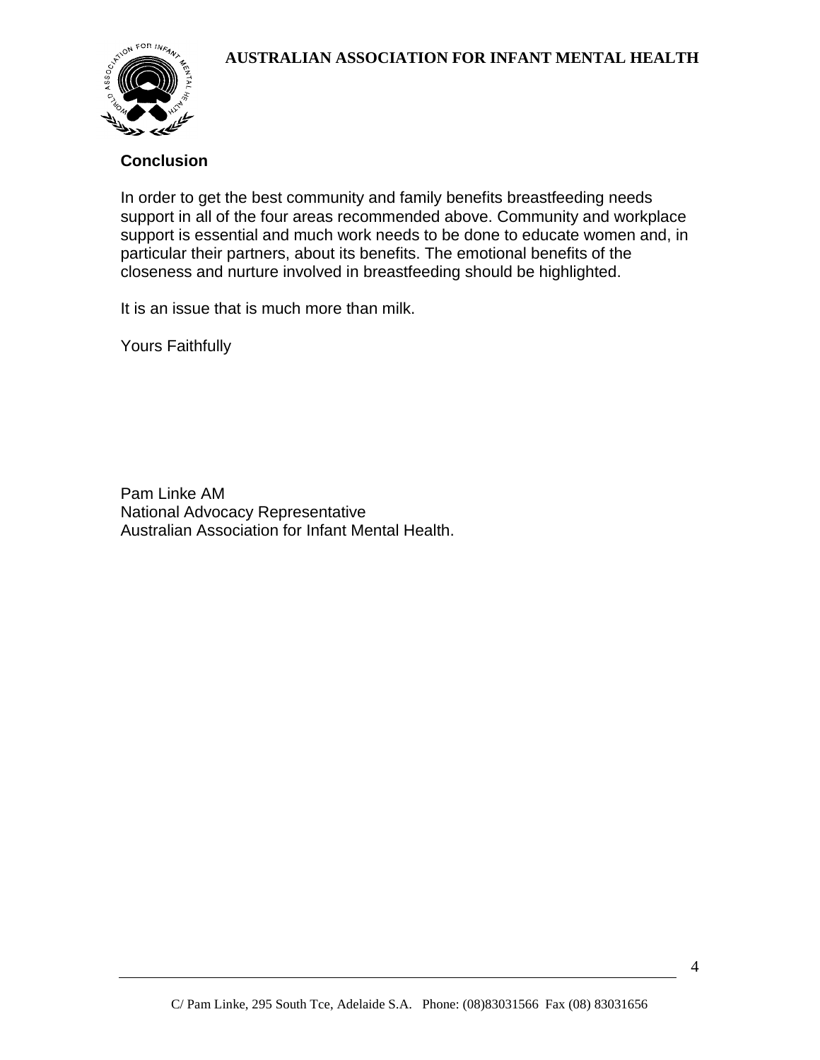## Conclusion

In order to get the best community and family benefits breastfeeding needs support in all of the four areas recommended above. Community and workplace support is essential and much work needs to be done to educate women and, in particular their partners, about its benefits. The emotional benefits of the closeness and nurture involved in breastfeeding should be highlighted.

It is an issue that is much more than milk.

Yours Faithfully

Pam Linke AM
National Advocacy Representative
Australian Association for Infant Mental Health.